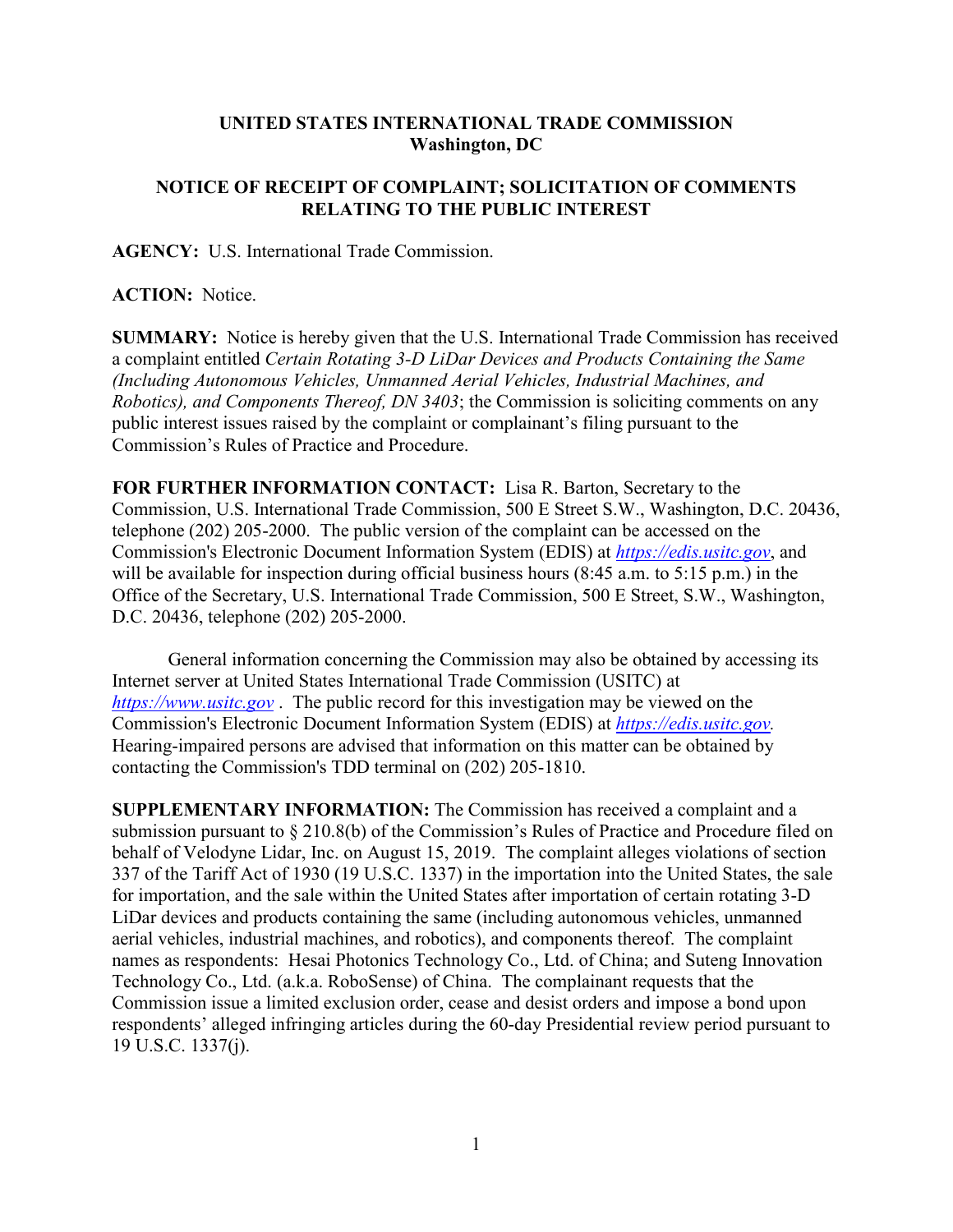**UNITED STATES INTERNATIONAL TRADE COMMISSION**
**Washington, DC**

**NOTICE OF RECEIPT OF COMPLAINT; SOLICITATION OF COMMENTS RELATING TO THE PUBLIC INTEREST**

**AGENCY:** U.S. International Trade Commission.

**ACTION:** Notice.

**SUMMARY:** Notice is hereby given that the U.S. International Trade Commission has received a complaint entitled *Certain Rotating 3-D LiDar Devices and Products Containing the Same (Including Autonomous Vehicles, Unmanned Aerial Vehicles, Industrial Machines, and Robotics), and Components Thereof, DN 3403*; the Commission is soliciting comments on any public interest issues raised by the complaint or complainant's filing pursuant to the Commission's Rules of Practice and Procedure.

**FOR FURTHER INFORMATION CONTACT:** Lisa R. Barton, Secretary to the Commission, U.S. International Trade Commission, 500 E Street S.W., Washington, D.C. 20436, telephone (202) 205-2000. The public version of the complaint can be accessed on the Commission's Electronic Document Information System (EDIS) at *https://edis.usitc.gov*, and will be available for inspection during official business hours (8:45 a.m. to 5:15 p.m.) in the Office of the Secretary, U.S. International Trade Commission, 500 E Street, S.W., Washington, D.C. 20436, telephone (202) 205-2000.

General information concerning the Commission may also be obtained by accessing its Internet server at United States International Trade Commission (USITC) at *https://www.usitc.gov* . The public record for this investigation may be viewed on the Commission's Electronic Document Information System (EDIS) at *https://edis.usitc.gov.* Hearing-impaired persons are advised that information on this matter can be obtained by contacting the Commission's TDD terminal on (202) 205-1810.

**SUPPLEMENTARY INFORMATION:** The Commission has received a complaint and a submission pursuant to § 210.8(b) of the Commission's Rules of Practice and Procedure filed on behalf of Velodyne Lidar, Inc. on August 15, 2019. The complaint alleges violations of section 337 of the Tariff Act of 1930 (19 U.S.C. 1337) in the importation into the United States, the sale for importation, and the sale within the United States after importation of certain rotating 3-D LiDar devices and products containing the same (including autonomous vehicles, unmanned aerial vehicles, industrial machines, and robotics), and components thereof. The complaint names as respondents: Hesai Photonics Technology Co., Ltd. of China; and Suteng Innovation Technology Co., Ltd. (a.k.a. RoboSense) of China. The complainant requests that the Commission issue a limited exclusion order, cease and desist orders and impose a bond upon respondents' alleged infringing articles during the 60-day Presidential review period pursuant to 19 U.S.C. 1337(j).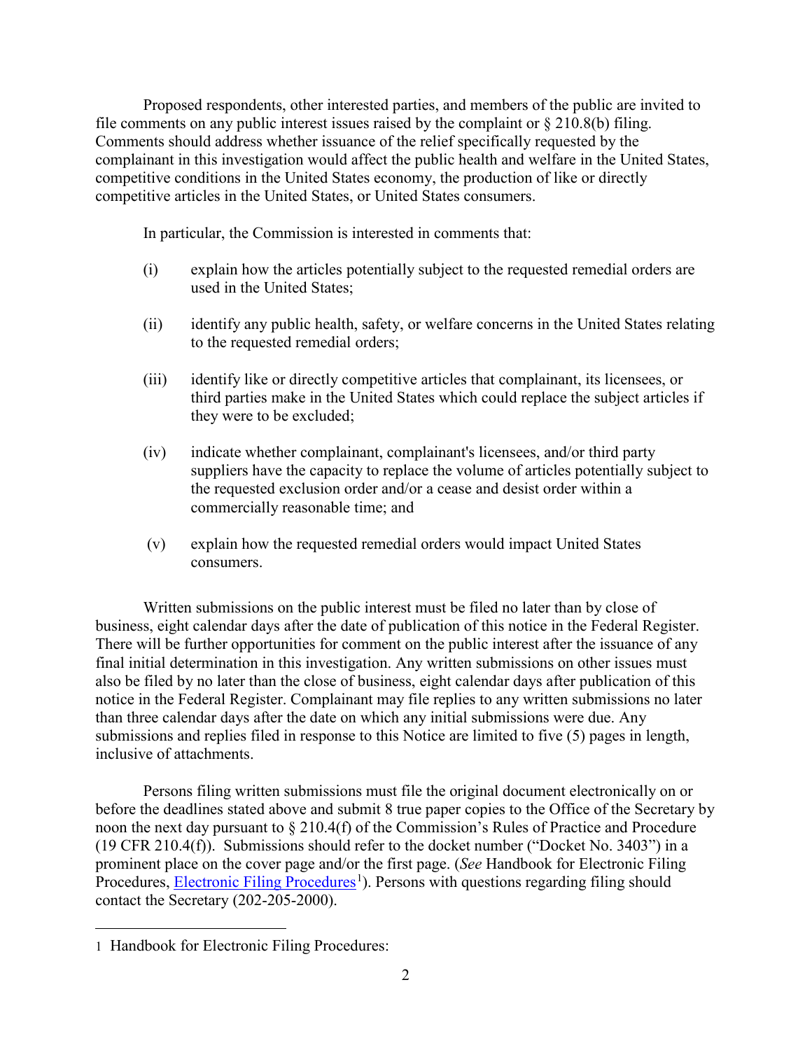Proposed respondents, other interested parties, and members of the public are invited to file comments on any public interest issues raised by the complaint or § 210.8(b) filing. Comments should address whether issuance of the relief specifically requested by the complainant in this investigation would affect the public health and welfare in the United States, competitive conditions in the United States economy, the production of like or directly competitive articles in the United States, or United States consumers.

In particular, the Commission is interested in comments that:

(i) explain how the articles potentially subject to the requested remedial orders are used in the United States;

(ii) identify any public health, safety, or welfare concerns in the United States relating to the requested remedial orders;

(iii) identify like or directly competitive articles that complainant, its licensees, or third parties make in the United States which could replace the subject articles if they were to be excluded;

(iv) indicate whether complainant, complainant's licensees, and/or third party suppliers have the capacity to replace the volume of articles potentially subject to the requested exclusion order and/or a cease and desist order within a commercially reasonable time; and

(v) explain how the requested remedial orders would impact United States consumers.

Written submissions on the public interest must be filed no later than by close of business, eight calendar days after the date of publication of this notice in the Federal Register. There will be further opportunities for comment on the public interest after the issuance of any final initial determination in this investigation. Any written submissions on other issues must also be filed by no later than the close of business, eight calendar days after publication of this notice in the Federal Register. Complainant may file replies to any written submissions no later than three calendar days after the date on which any initial submissions were due. Any submissions and replies filed in response to this Notice are limited to five (5) pages in length, inclusive of attachments.

Persons filing written submissions must file the original document electronically on or before the deadlines stated above and submit 8 true paper copies to the Office of the Secretary by noon the next day pursuant to § 210.4(f) of the Commission's Rules of Practice and Procedure (19 CFR 210.4(f)). Submissions should refer to the docket number ("Docket No. 3403") in a prominent place on the cover page and/or the first page. (*See* Handbook for Electronic Filing Procedures, Electronic Filing Procedures[1]). Persons with questions regarding filing should contact the Secretary (202-205-2000).

---

1 Handbook for Electronic Filing Procedures: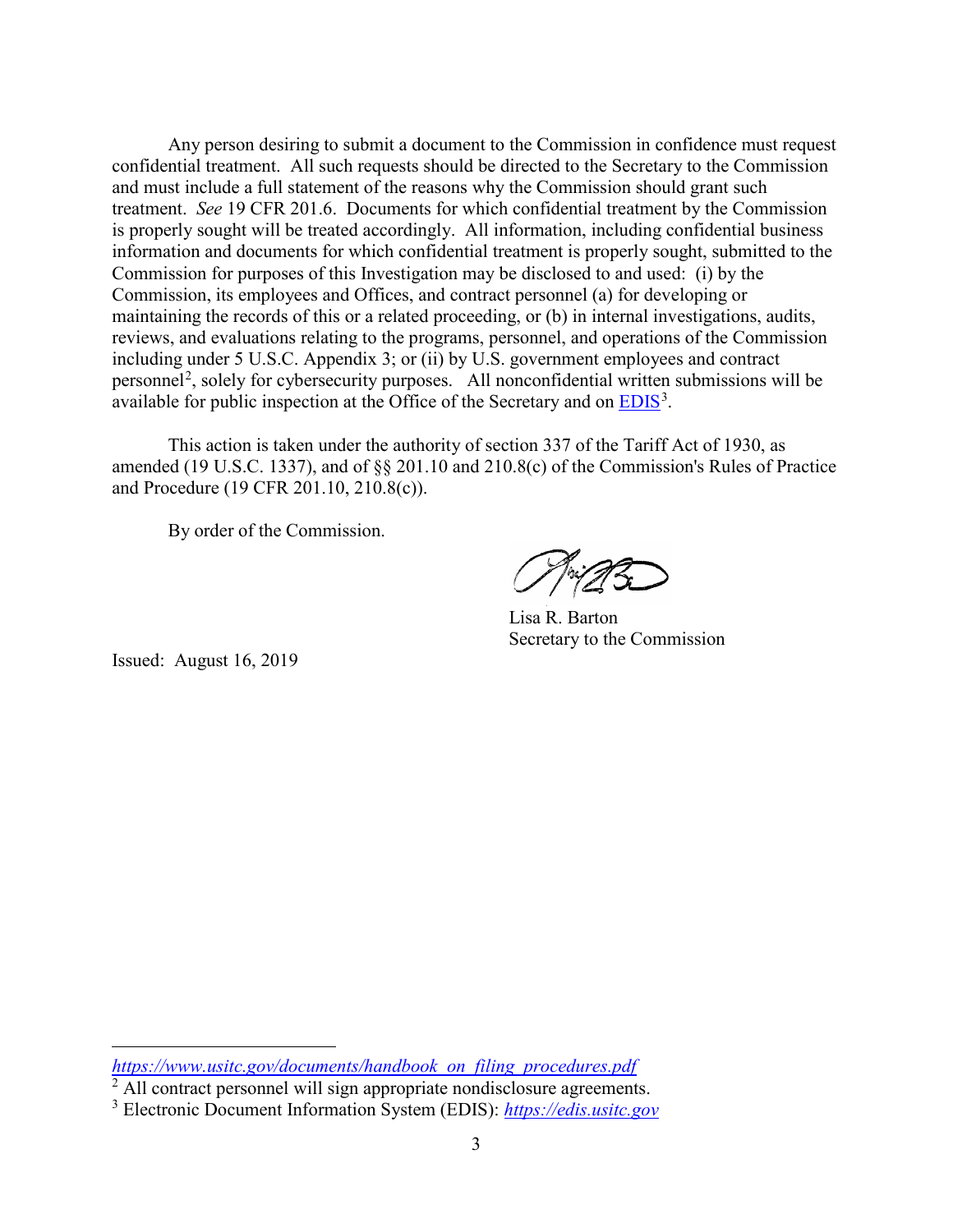Any person desiring to submit a document to the Commission in confidence must request confidential treatment. All such requests should be directed to the Secretary to the Commission and must include a full statement of the reasons why the Commission should grant such treatment. *See* 19 CFR 201.6. Documents for which confidential treatment by the Commission is properly sought will be treated accordingly. All information, including confidential business information and documents for which confidential treatment is properly sought, submitted to the Commission for purposes of this Investigation may be disclosed to and used: (i) by the Commission, its employees and Offices, and contract personnel (a) for developing or maintaining the records of this or a related proceeding, or (b) in internal investigations, audits, reviews, and evaluations relating to the programs, personnel, and operations of the Commission including under 5 U.S.C. Appendix 3; or (ii) by U.S. government employees and contract personnel[2], solely for cybersecurity purposes. All nonconfidential written submissions will be available for public inspection at the Office of the Secretary and on EDIS[3].

This action is taken under the authority of section 337 of the Tariff Act of 1930, as amended (19 U.S.C. 1337), and of §§ 201.10 and 210.8(c) of the Commission's Rules of Practice and Procedure (19 CFR 201.10, 210.8(c)).

By order of the Commission.

Lisa R. Barton
Secretary to the Commission

Issued: August 16, 2019

---

*https://www.usitc.gov/documents/handbook_on_filing_procedures.pdf*

[2] All contract personnel will sign appropriate nondisclosure agreements.

[3] Electronic Document Information System (EDIS): *https://edis.usitc.gov*